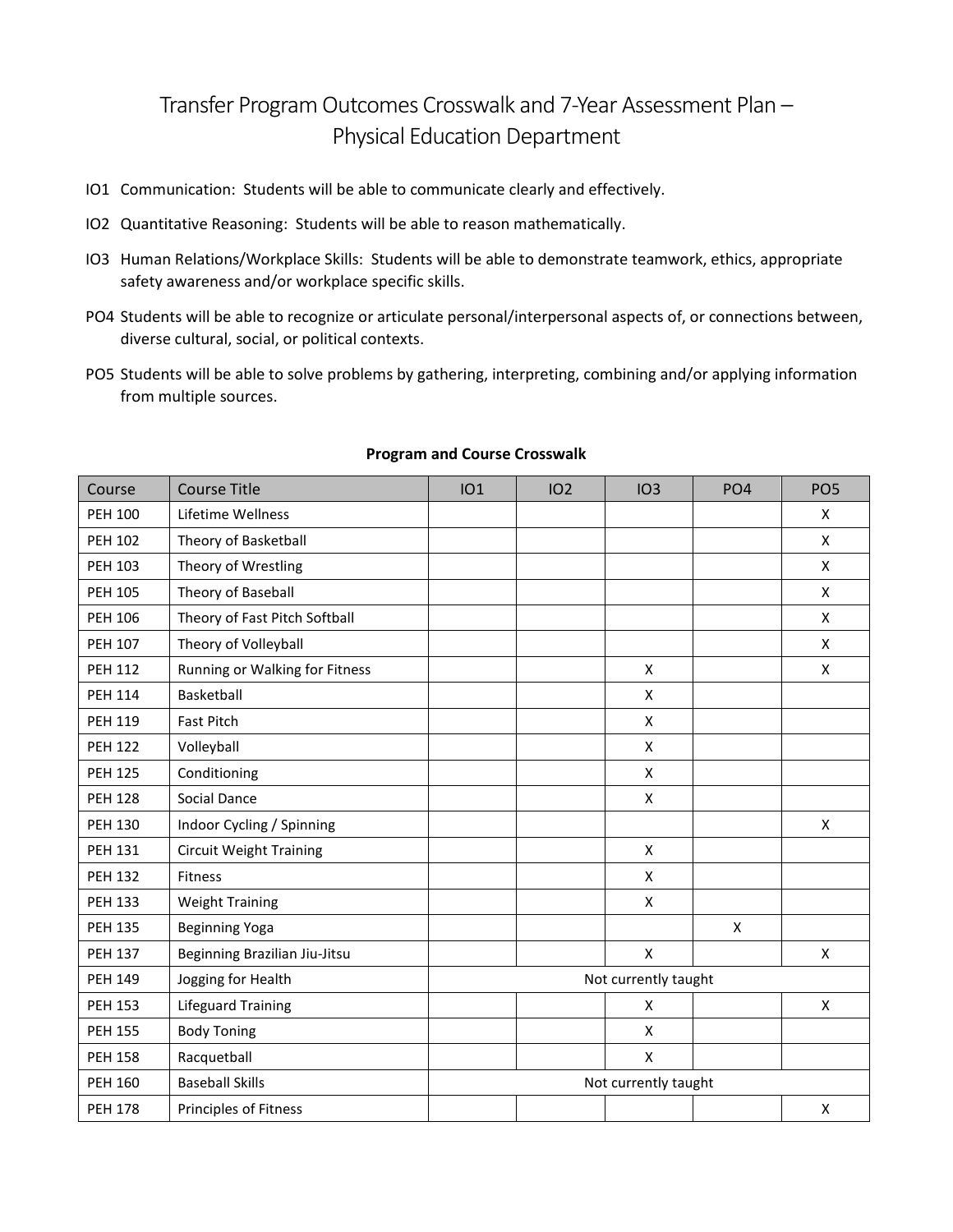# Transfer Program Outcomes Crosswalk and 7-Year Assessment Plan – Physical Education Department

- IO1 Communication: Students will be able to communicate clearly and effectively.
- IO2 Quantitative Reasoning: Students will be able to reason mathematically.
- IO3 Human Relations/Workplace Skills: Students will be able to demonstrate teamwork, ethics, appropriate safety awareness and/or workplace specific skills.
- PO4 Students will be able to recognize or articulate personal/interpersonal aspects of, or connections between, diverse cultural, social, or political contexts.
- PO5 Students will be able to solve problems by gathering, interpreting, combining and/or applying information from multiple sources.

**Program and Course Crosswalk**

| Course | Course Title | IO1 | IO2 | IO3 | PO4 | PO5 |
|---|---|---|---|---|---|---|
| PEH 100 | Lifetime Wellness | | | | | X |
| PEH 102 | Theory of Basketball | | | | | X |
| PEH 103 | Theory of Wrestling | | | | | X |
| PEH 105 | Theory of Baseball | | | | | X |
| PEH 106 | Theory of Fast Pitch Softball | | | | | X |
| PEH 107 | Theory of Volleyball | | | | | X |
| PEH 112 | Running or Walking for Fitness | | | X | | X |
| PEH 114 | Basketball | | | X | | |
| PEH 119 | Fast Pitch | | | X | | |
| PEH 122 | Volleyball | | | X | | |
| PEH 125 | Conditioning | | | X | | |
| PEH 128 | Social Dance | | | X | | |
| PEH 130 | Indoor Cycling / Spinning | | | | | X |
| PEH 131 | Circuit Weight Training | | | X | | |
| PEH 132 | Fitness | | | X | | |
| PEH 133 | Weight Training | | | X | | |
| PEH 135 | Beginning Yoga | | | | X | |
| PEH 137 | Beginning Brazilian Jiu-Jitsu | | | X | | X |
| PEH 149 | Jogging for Health | Not currently taught | | | | |
| PEH 153 | Lifeguard Training | | | X | | X |
| PEH 155 | Body Toning | | | X | | |
| PEH 158 | Racquetball | | | X | | |
| PEH 160 | Baseball Skills | Not currently taught | | | | |
| PEH 178 | Principles of Fitness | | | | | X |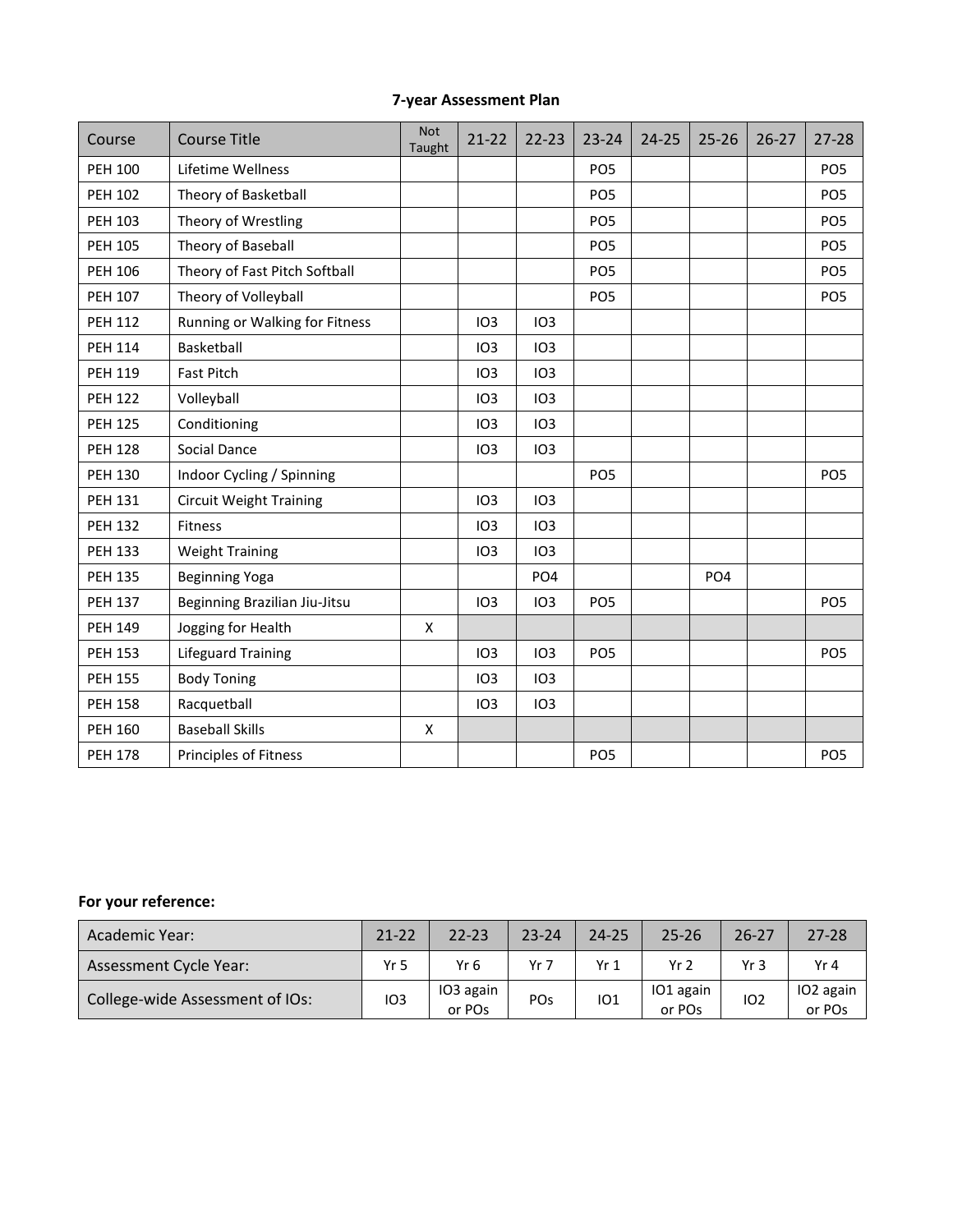**7-year Assessment Plan**

| Course | Course Title | Not Taught | 21-22 | 22-23 | 23-24 | 24-25 | 25-26 | 26-27 | 27-28 |
|---|---|---|---|---|---|---|---|---|---|
| PEH 100 | Lifetime Wellness | | | | PO5 | | | | PO5 |
| PEH 102 | Theory of Basketball | | | | PO5 | | | | PO5 |
| PEH 103 | Theory of Wrestling | | | | PO5 | | | | PO5 |
| PEH 105 | Theory of Baseball | | | | PO5 | | | | PO5 |
| PEH 106 | Theory of Fast Pitch Softball | | | | PO5 | | | | PO5 |
| PEH 107 | Theory of Volleyball | | | | PO5 | | | | PO5 |
| PEH 112 | Running or Walking for Fitness | | IO3 | IO3 | | | | | |
| PEH 114 | Basketball | | IO3 | IO3 | | | | | |
| PEH 119 | Fast Pitch | | IO3 | IO3 | | | | | |
| PEH 122 | Volleyball | | IO3 | IO3 | | | | | |
| PEH 125 | Conditioning | | IO3 | IO3 | | | | | |
| PEH 128 | Social Dance | | IO3 | IO3 | | | | | |
| PEH 130 | Indoor Cycling / Spinning | | | | PO5 | | | | PO5 |
| PEH 131 | Circuit Weight Training | | IO3 | IO3 | | | | | |
| PEH 132 | Fitness | | IO3 | IO3 | | | | | |
| PEH 133 | Weight Training | | IO3 | IO3 | | | | | |
| PEH 135 | Beginning Yoga | | | PO4 | | | PO4 | | |
| PEH 137 | Beginning Brazilian Jiu-Jitsu | | IO3 | IO3 | PO5 | | | | PO5 |
| PEH 149 | Jogging for Health | X | | | | | | | |
| PEH 153 | Lifeguard Training | | IO3 | IO3 | PO5 | | | | PO5 |
| PEH 155 | Body Toning | | IO3 | IO3 | | | | | |
| PEH 158 | Racquetball | | IO3 | IO3 | | | | | |
| PEH 160 | Baseball Skills | X | | | | | | | |
| PEH 178 | Principles of Fitness | | | | PO5 | | | | PO5 |

**For your reference:**

| Academic Year: | 21-22 | 22-23 | 23-24 | 24-25 | 25-26 | 26-27 | 27-28 |
|---|---|---|---|---|---|---|---|
| Assessment Cycle Year: | Yr 5 | Yr 6 | Yr 7 | Yr 1 | Yr 2 | Yr 3 | Yr 4 |
| College-wide Assessment of IOs: | IO3 | IO3 again or POs | POs | IO1 | IO1 again or POs | IO2 | IO2 again or POs |